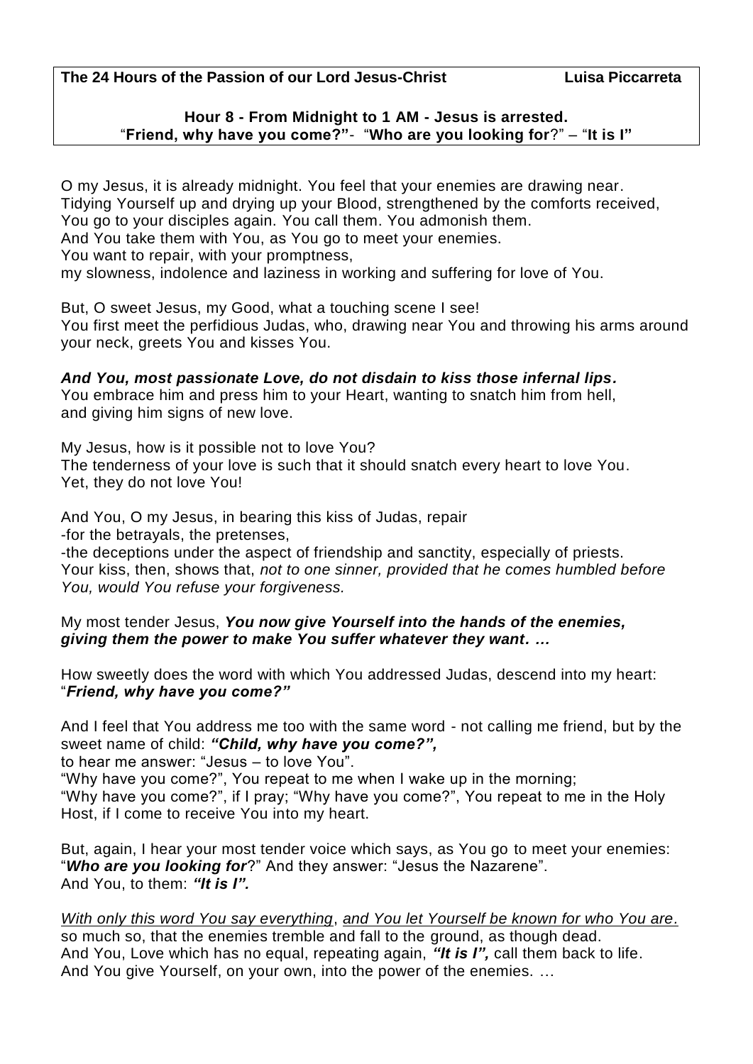**The 24 Hours of the Passion of our Lord Jesus-Christ** **Luisa Piccarreta**

## Hour 8 - From Midnight to 1 AM - Jesus is arrested.
### "Friend, why have you come?"- "Who are you looking for?" – "It is I"

O my Jesus, it is already midnight. You feel that your enemies are drawing near.
Tidying Yourself up and drying up your Blood, strengthened by the comforts received,
You go to your disciples again. You call them. You admonish them.
And You take them with You, as You go to meet your enemies.
You want to repair, with your promptness,
my slowness, indolence and laziness in working and suffering for love of You.

But, O sweet Jesus, my Good, what a touching scene I see!
You first meet the perfidious Judas, who, drawing near You and throwing his arms around your neck, greets You and kisses You.

***And You, most passionate Love, do not disdain to kiss those infernal lips.***
You embrace him and press him to your Heart, wanting to snatch him from hell,
and giving him signs of new love.

My Jesus, how is it possible not to love You?
The tenderness of your love is such that it should snatch every heart to love You.
Yet, they do not love You!

And You, O my Jesus, in bearing this kiss of Judas, repair
-for the betrayals, the pretenses,
-the deceptions under the aspect of friendship and sanctity, especially of priests.
Your kiss, then, shows that, *not to one sinner, provided that he comes humbled before You, would You refuse your forgiveness.*

My most tender Jesus, ***You now give Yourself into the hands of the enemies, giving them the power to make You suffer whatever they want. …***

How sweetly does the word with which You addressed Judas, descend into my heart:
"***Friend, why have you come?"***

And I feel that You address me too with the same word - not calling me friend, but by the sweet name of child: ***"Child, why have you come?",***
to hear me answer: "Jesus – to love You".
"Why have you come?", You repeat to me when I wake up in the morning;
"Why have you come?", if I pray; "Why have you come?", You repeat to me in the Holy Host, if I come to receive You into my heart.

But, again, I hear your most tender voice which says, as You go to meet your enemies:
"***Who are you looking for***?" And they answer: "Jesus the Nazarene".
And You, to them: ***"It is I".***

<u>*With only this word You say everything*</u>, <u>*and You let Yourself be known for who You are.*</u>
so much so, that the enemies tremble and fall to the ground, as though dead.
And You, Love which has no equal, repeating again, ***"It is I",*** call them back to life.
And You give Yourself, on your own, into the power of the enemies. …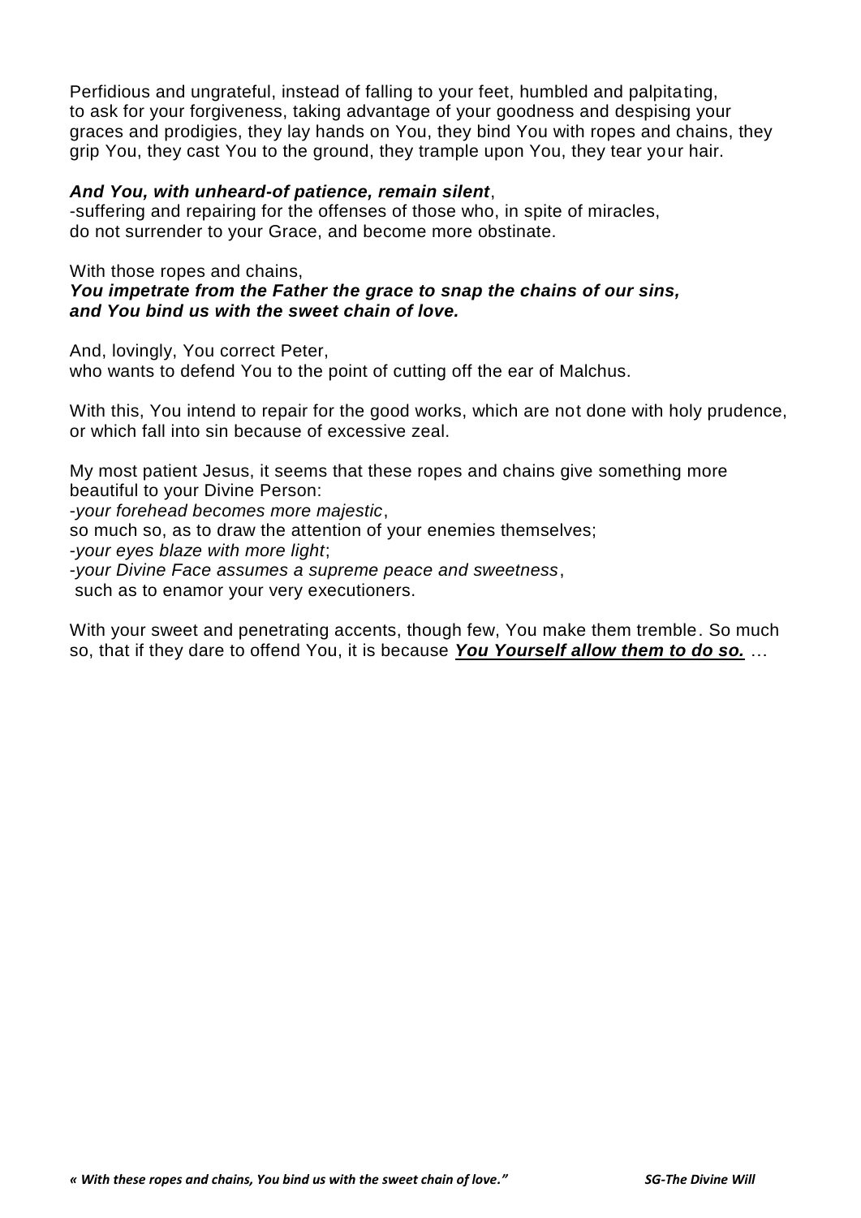Perfidious and ungrateful, instead of falling to your feet, humbled and palpitating, to ask for your forgiveness, taking advantage of your goodness and despising your graces and prodigies, they lay hands on You, they bind You with ropes and chains, they grip You, they cast You to the ground, they trample upon You, they tear your hair.

***And You, with unheard-of patience, remain silent***,
-suffering and repairing for the offenses of those who, in spite of miracles, do not surrender to your Grace, and become more obstinate.

With those ropes and chains,
***You impetrate from the Father the grace to snap the chains of our sins, and You bind us with the sweet chain of love.***

And, lovingly, You correct Peter,
who wants to defend You to the point of cutting off the ear of Malchus.

With this, You intend to repair for the good works, which are not done with holy prudence, or which fall into sin because of excessive zeal.

My most patient Jesus, it seems that these ropes and chains give something more beautiful to your Divine Person:
-*your forehead becomes more majestic*,
so much so, as to draw the attention of your enemies themselves;
-*your eyes blaze with more light*;
-*your Divine Face assumes a supreme peace and sweetness*,
such as to enamor your very executioners.

With your sweet and penetrating accents, though few, You make them tremble. So much so, that if they dare to offend You, it is because <u>***You Yourself allow them to do so.***</u> …